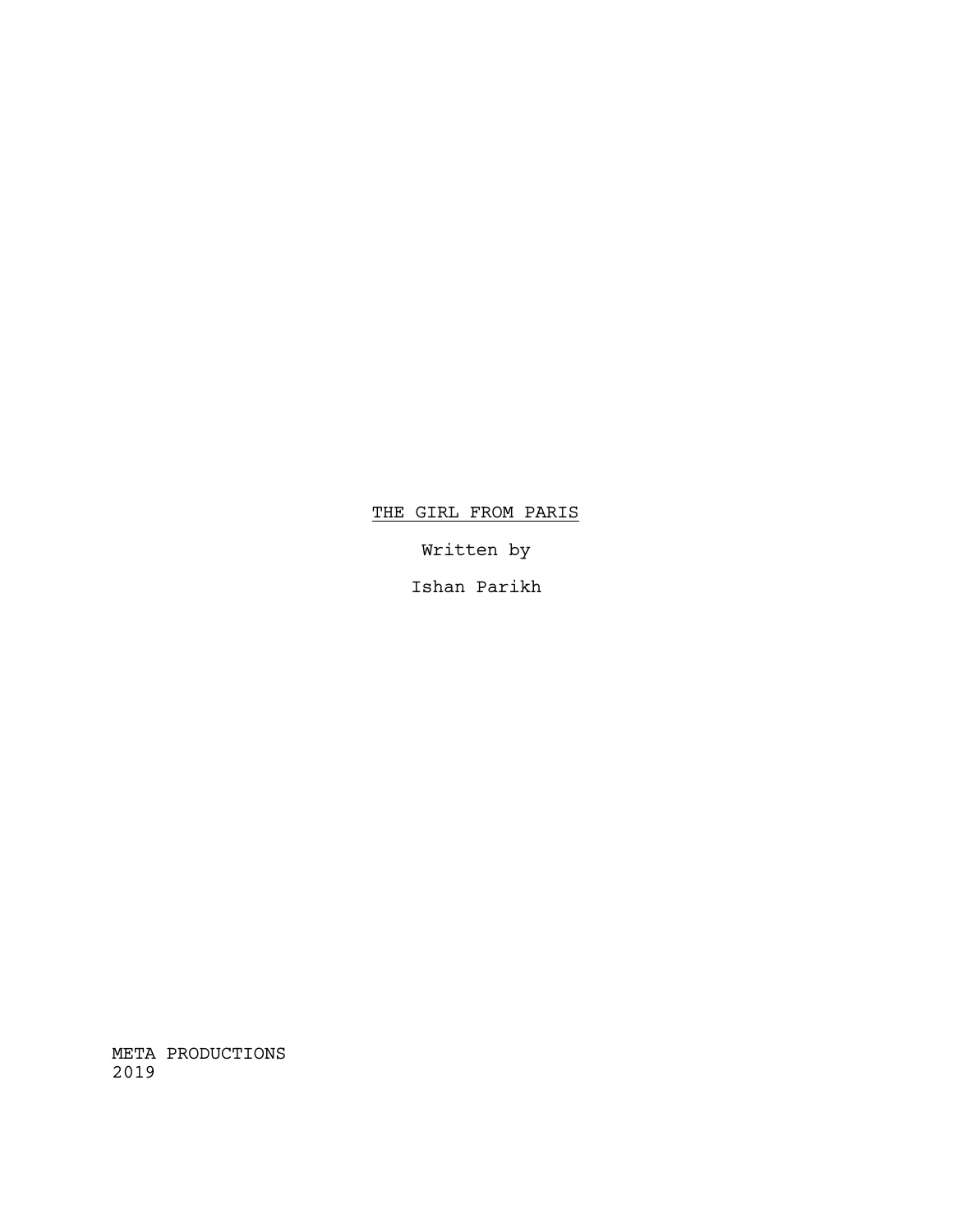# THE GIRL FROM PARIS

Written by

Ishan Parikh

META PRODUCTIONS
2019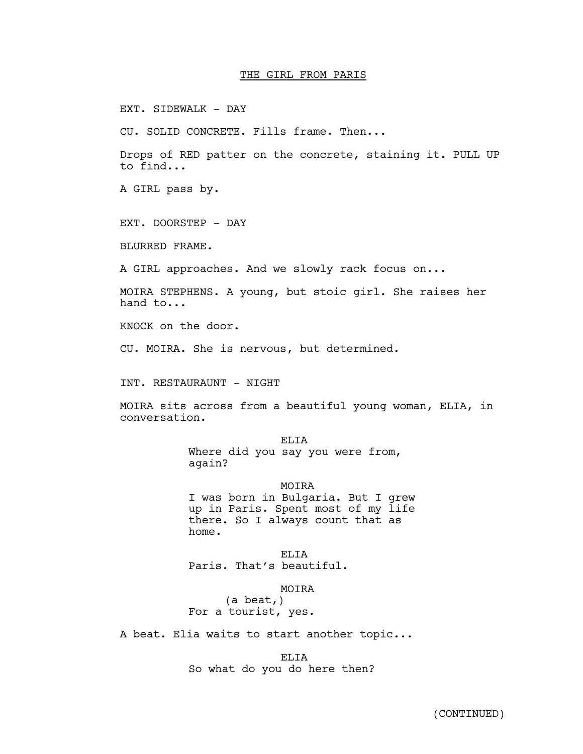THE GIRL FROM PARIS

EXT. SIDEWALK - DAY

CU. SOLID CONCRETE. Fills frame. Then...

Drops of RED patter on the concrete, staining it. PULL UP to find...

A GIRL pass by.

EXT. DOORSTEP - DAY

BLURRED FRAME.

A GIRL approaches. And we slowly rack focus on...

MOIRA STEPHENS. A young, but stoic girl. She raises her hand to...

KNOCK on the door.

CU. MOIRA. She is nervous, but determined.

INT. RESTAURAUNT - NIGHT

MOIRA sits across from a beautiful young woman, ELIA, in conversation.

ELIA
Where did you say you were from, again?

MOIRA
I was born in Bulgaria. But I grew up in Paris. Spent most of my life there. So I always count that as home.

ELIA
Paris. That's beautiful.

MOIRA
(a beat,)
For a tourist, yes.

A beat. Elia waits to start another topic...

ELIA
So what do you do here then?

(CONTINUED)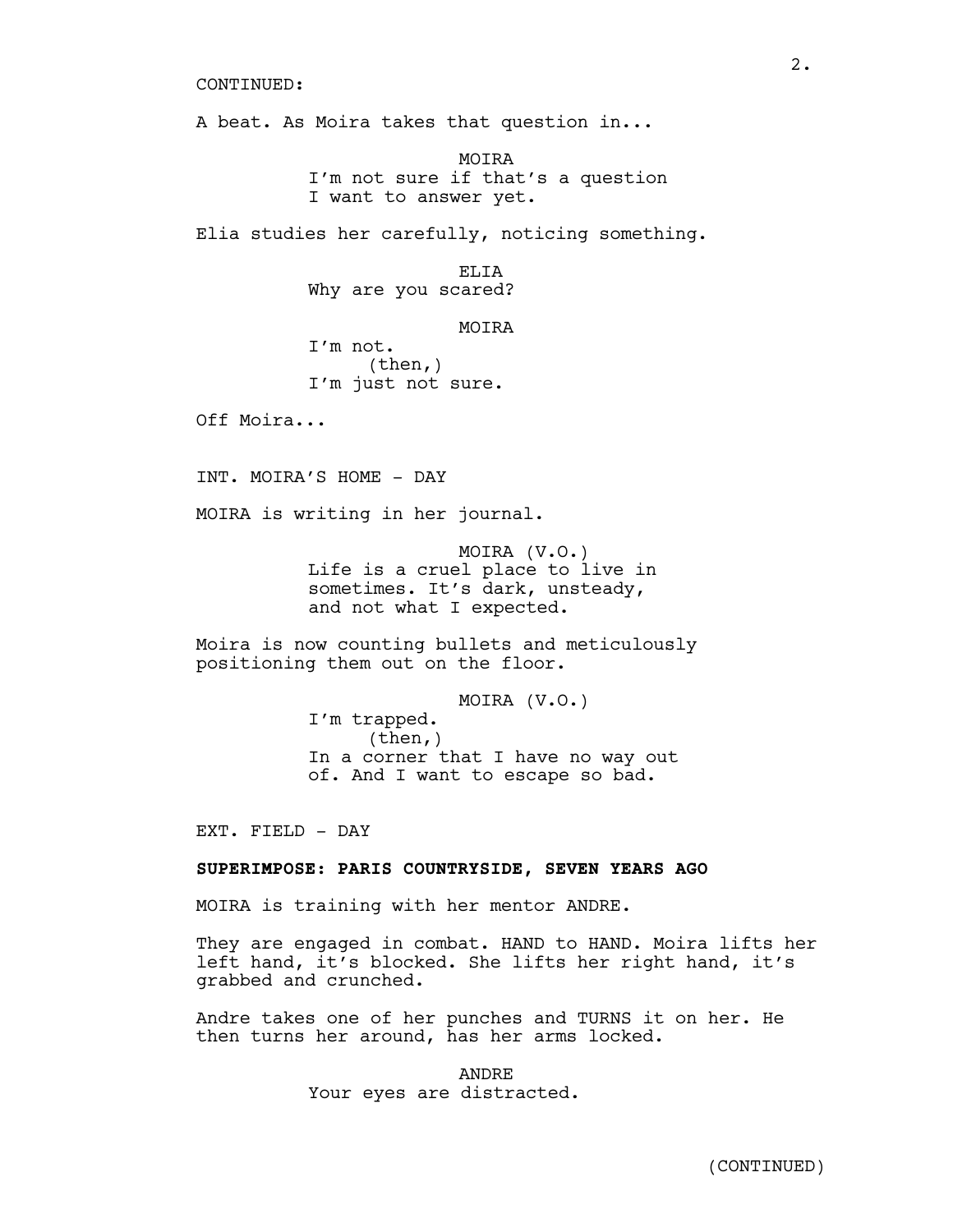CONTINUED:

A beat. As Moira takes that question in...

MOIRA
I'm not sure if that's a question I want to answer yet.

Elia studies her carefully, noticing something.

ELIA
Why are you scared?

MOIRA
I'm not.
(then,)
I'm just not sure.

Off Moira...

INT. MOIRA'S HOME - DAY

MOIRA is writing in her journal.

MOIRA (V.O.)
Life is a cruel place to live in sometimes. It's dark, unsteady, and not what I expected.

Moira is now counting bullets and meticulously positioning them out on the floor.

MOIRA (V.O.)
I'm trapped.
(then,)
In a corner that I have no way out of. And I want to escape so bad.

EXT. FIELD - DAY

**SUPERIMPOSE: PARIS COUNTRYSIDE, SEVEN YEARS AGO**

MOIRA is training with her mentor ANDRE.

They are engaged in combat. HAND to HAND. Moira lifts her left hand, it's blocked. She lifts her right hand, it's grabbed and crunched.

Andre takes one of her punches and TURNS it on her. He then turns her around, has her arms locked.

ANDRE
Your eyes are distracted.

(CONTINUED)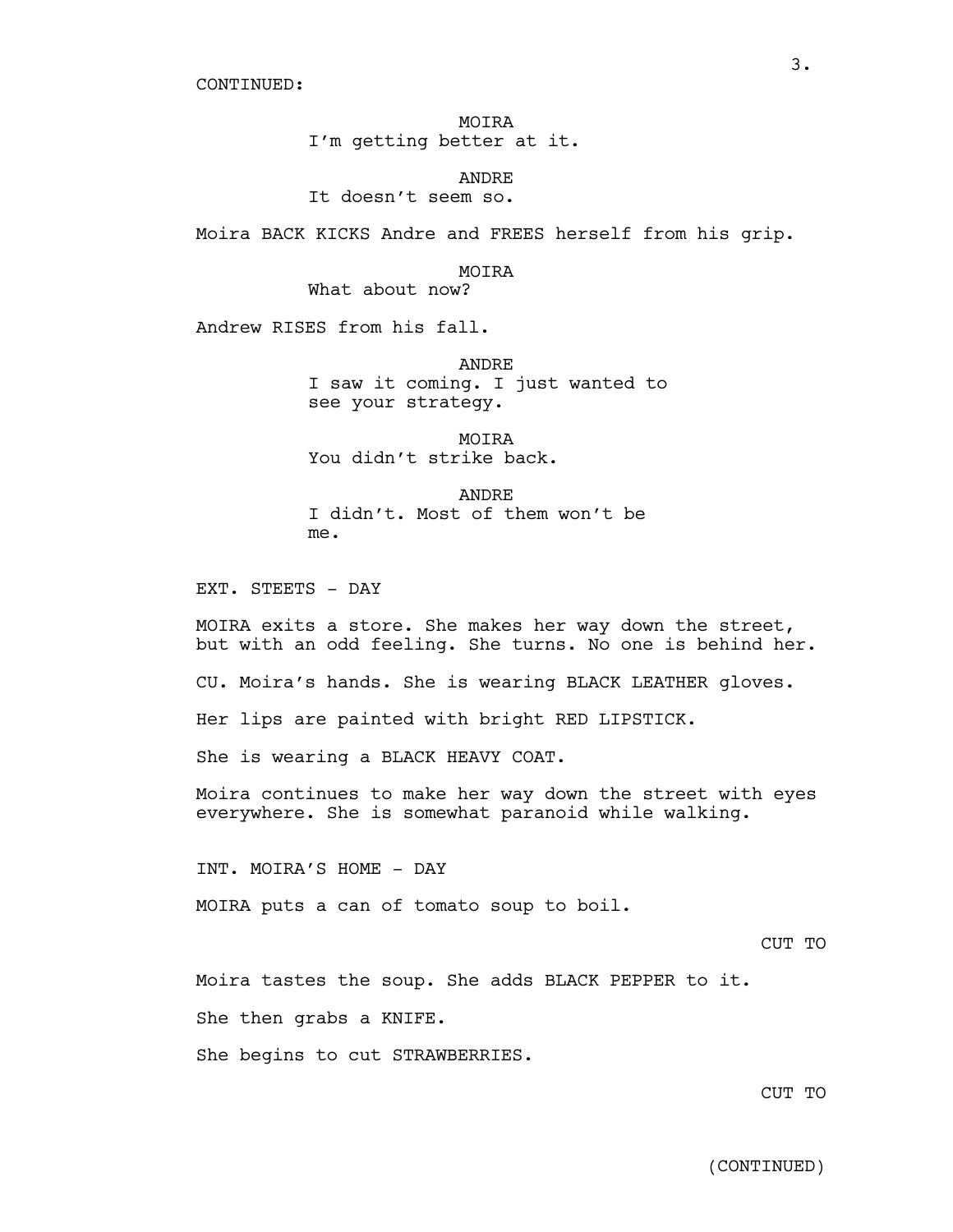CONTINUED:

MOIRA
I'm getting better at it.

ANDRE
It doesn't seem so.

Moira BACK KICKS Andre and FREES herself from his grip.

MOIRA
What about now?

Andrew RISES from his fall.

ANDRE
I saw it coming. I just wanted to see your strategy.

MOIRA
You didn't strike back.

ANDRE
I didn't. Most of them won't be me.

EXT. STEETS - DAY

MOIRA exits a store. She makes her way down the street, but with an odd feeling. She turns. No one is behind her.

CU. Moira's hands. She is wearing BLACK LEATHER gloves.

Her lips are painted with bright RED LIPSTICK.

She is wearing a BLACK HEAVY COAT.

Moira continues to make her way down the street with eyes everywhere. She is somewhat paranoid while walking.

INT. MOIRA'S HOME - DAY

MOIRA puts a can of tomato soup to boil.

CUT TO

Moira tastes the soup. She adds BLACK PEPPER to it.

She then grabs a KNIFE.

She begins to cut STRAWBERRIES.

CUT TO

(CONTINUED)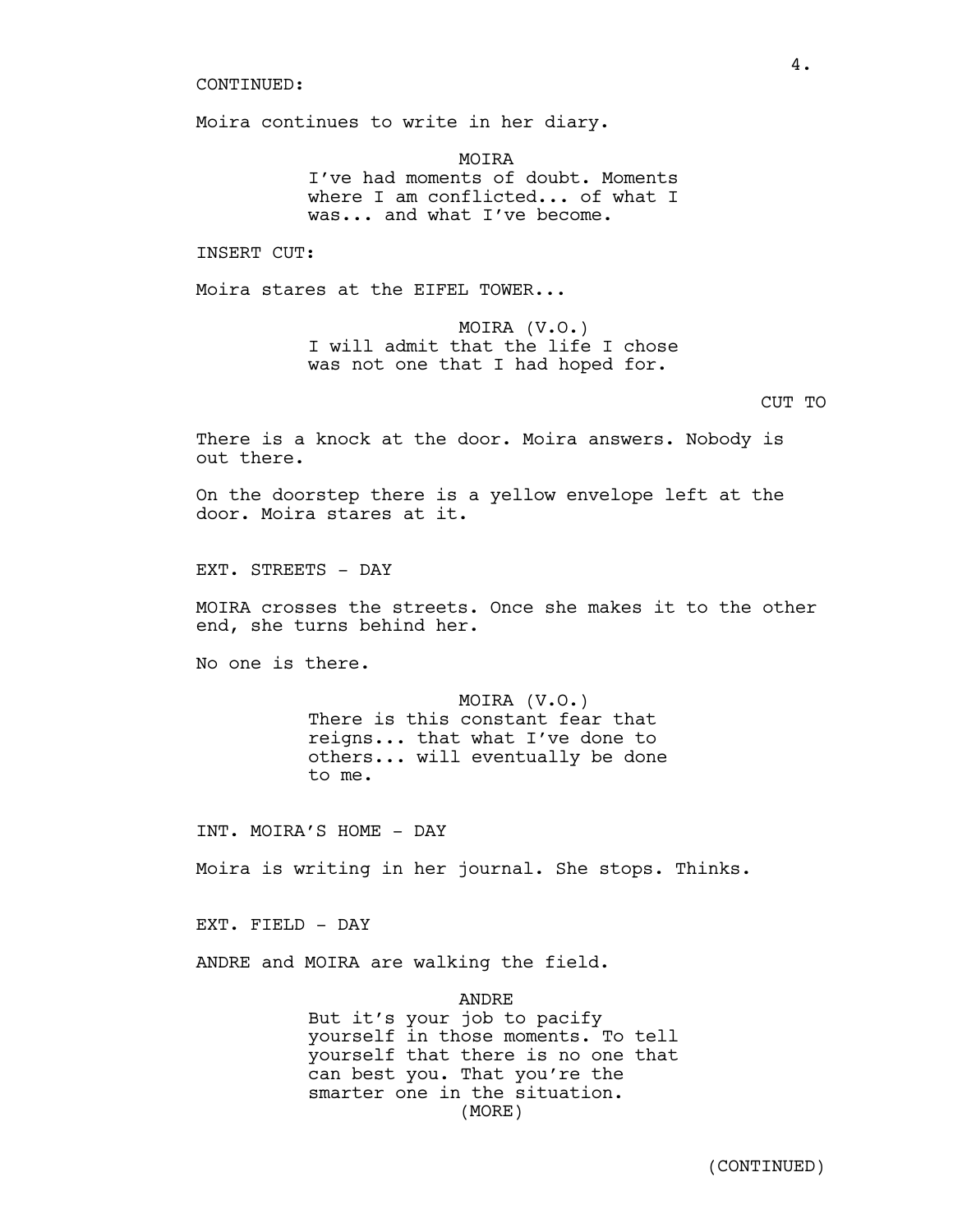CONTINUED:

Moira continues to write in her diary.

MOIRA
I've had moments of doubt. Moments where I am conflicted... of what I was... and what I've become.

INSERT CUT:

Moira stares at the EIFEL TOWER...

MOIRA (V.O.)
I will admit that the life I chose was not one that I had hoped for.

CUT TO

There is a knock at the door. Moira answers. Nobody is out there.

On the doorstep there is a yellow envelope left at the door. Moira stares at it.

EXT. STREETS - DAY

MOIRA crosses the streets. Once she makes it to the other end, she turns behind her.

No one is there.

MOIRA (V.O.)
There is this constant fear that reigns... that what I've done to others... will eventually be done to me.

INT. MOIRA'S HOME - DAY

Moira is writing in her journal. She stops. Thinks.

EXT. FIELD - DAY

ANDRE and MOIRA are walking the field.

ANDRE
But it's your job to pacify yourself in those moments. To tell yourself that there is no one that can best you. That you're the smarter one in the situation.
(MORE)

(CONTINUED)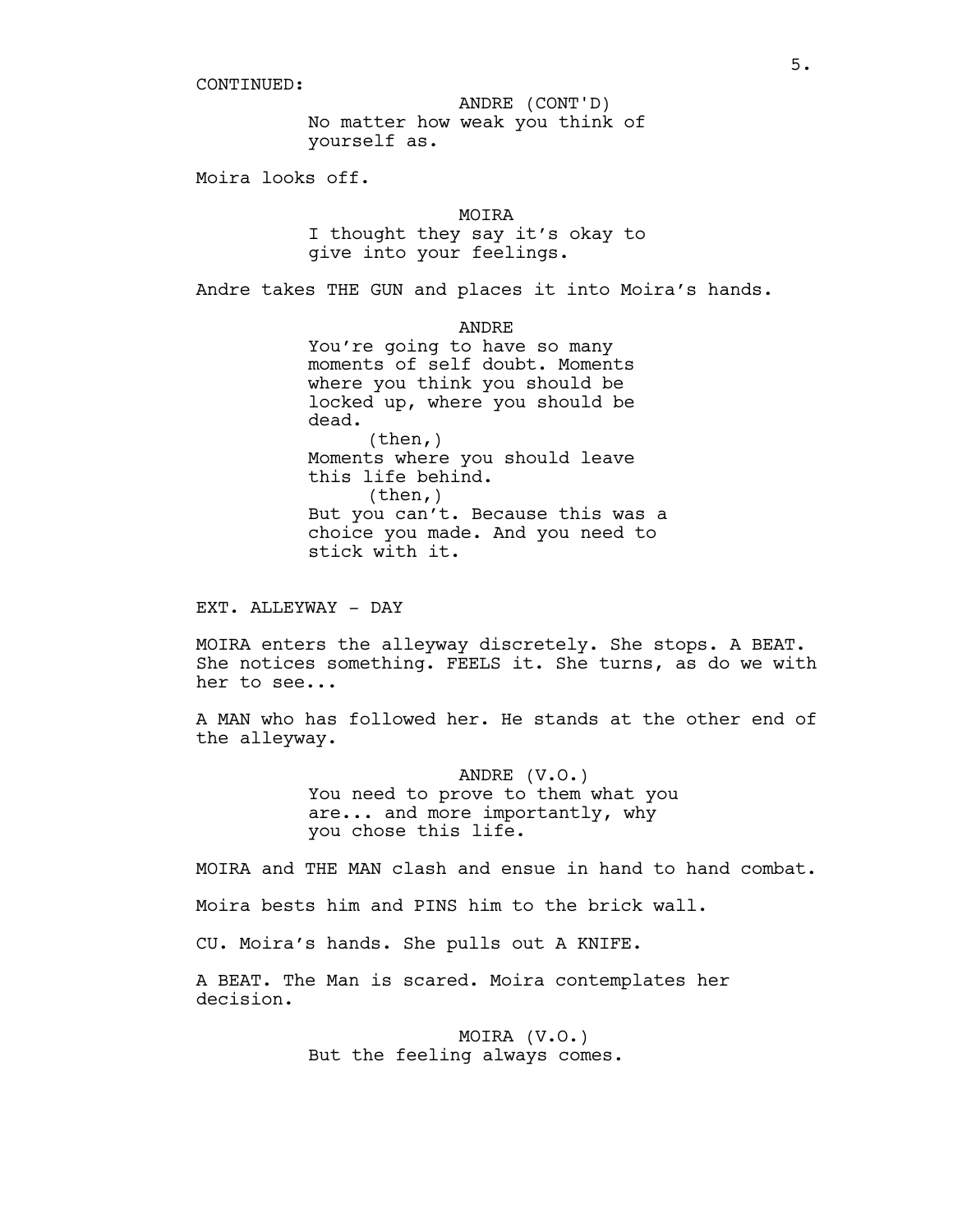CONTINUED:

ANDRE (CONT'D)
No matter how weak you think of yourself as.

Moira looks off.

MOIRA
I thought they say it's okay to give into your feelings.

Andre takes THE GUN and places it into Moira's hands.

ANDRE
You're going to have so many moments of self doubt. Moments where you think you should be locked up, where you should be dead.
(then,)
Moments where you should leave this life behind.
(then,)
But you can't. Because this was a choice you made. And you need to stick with it.

EXT. ALLEYWAY - DAY

MOIRA enters the alleyway discretely. She stops. A BEAT. She notices something. FEELS it. She turns, as do we with her to see...

A MAN who has followed her. He stands at the other end of the alleyway.

ANDRE (V.O.)
You need to prove to them what you are... and more importantly, why you chose this life.

MOIRA and THE MAN clash and ensue in hand to hand combat.

Moira bests him and PINS him to the brick wall.

CU. Moira's hands. She pulls out A KNIFE.

A BEAT. The Man is scared. Moira contemplates her decision.

MOIRA (V.O.)
But the feeling always comes.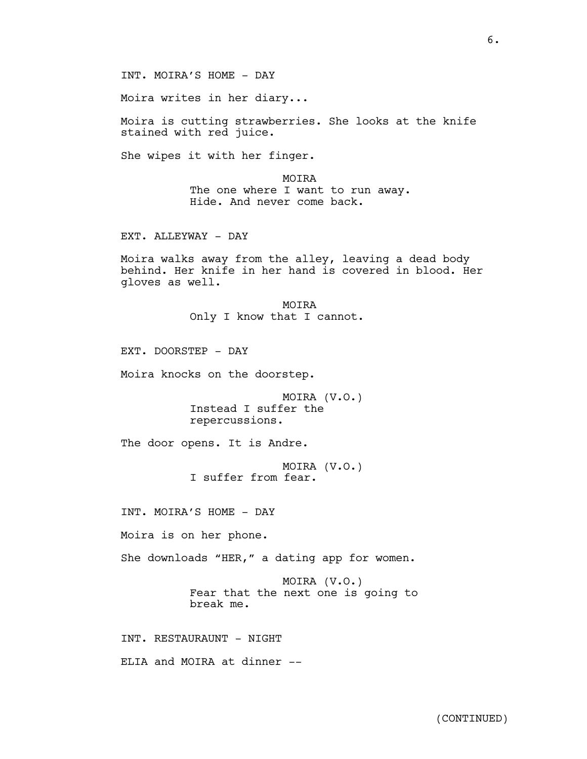INT. MOIRA'S HOME - DAY

Moira writes in her diary...

Moira is cutting strawberries. She looks at the knife stained with red juice.

She wipes it with her finger.

MOIRA
The one where I want to run away. Hide. And never come back.

EXT. ALLEYWAY - DAY

Moira walks away from the alley, leaving a dead body behind. Her knife in her hand is covered in blood. Her gloves as well.

MOIRA
Only I know that I cannot.

EXT. DOORSTEP - DAY

Moira knocks on the doorstep.

MOIRA (V.O.)
Instead I suffer the repercussions.

The door opens. It is Andre.

MOIRA (V.O.)
I suffer from fear.

INT. MOIRA'S HOME - DAY

Moira is on her phone.

She downloads "HER," a dating app for women.

MOIRA (V.O.)
Fear that the next one is going to break me.

INT. RESTAURAUNT - NIGHT

ELIA and MOIRA at dinner --

(CONTINUED)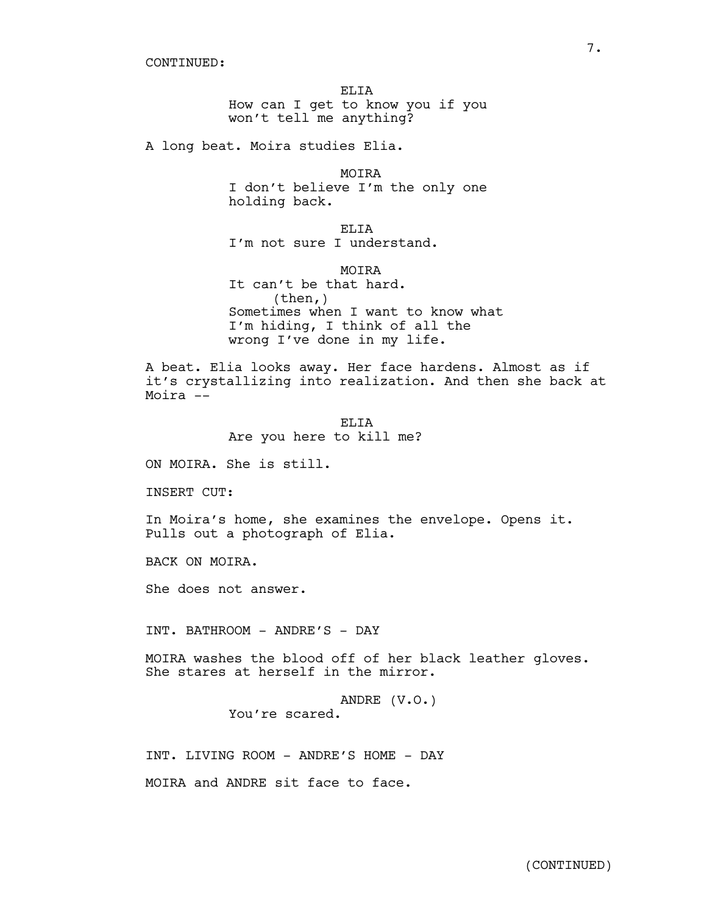CONTINUED:

ELIA
How can I get to know you if you won't tell me anything?

A long beat. Moira studies Elia.

MOIRA
I don't believe I'm the only one holding back.

ELIA
I'm not sure I understand.

MOIRA
It can't be that hard.
(then,)
Sometimes when I want to know what I'm hiding, I think of all the wrong I've done in my life.

A beat. Elia looks away. Her face hardens. Almost as if it's crystallizing into realization. And then she back at Moira --

ELIA
Are you here to kill me?

ON MOIRA. She is still.

INSERT CUT:

In Moira's home, she examines the envelope. Opens it. Pulls out a photograph of Elia.

BACK ON MOIRA.

She does not answer.

INT. BATHROOM - ANDRE'S - DAY

MOIRA washes the blood off of her black leather gloves. She stares at herself in the mirror.

ANDRE (V.O.)
You're scared.

INT. LIVING ROOM - ANDRE'S HOME - DAY

MOIRA and ANDRE sit face to face.

(CONTINUED)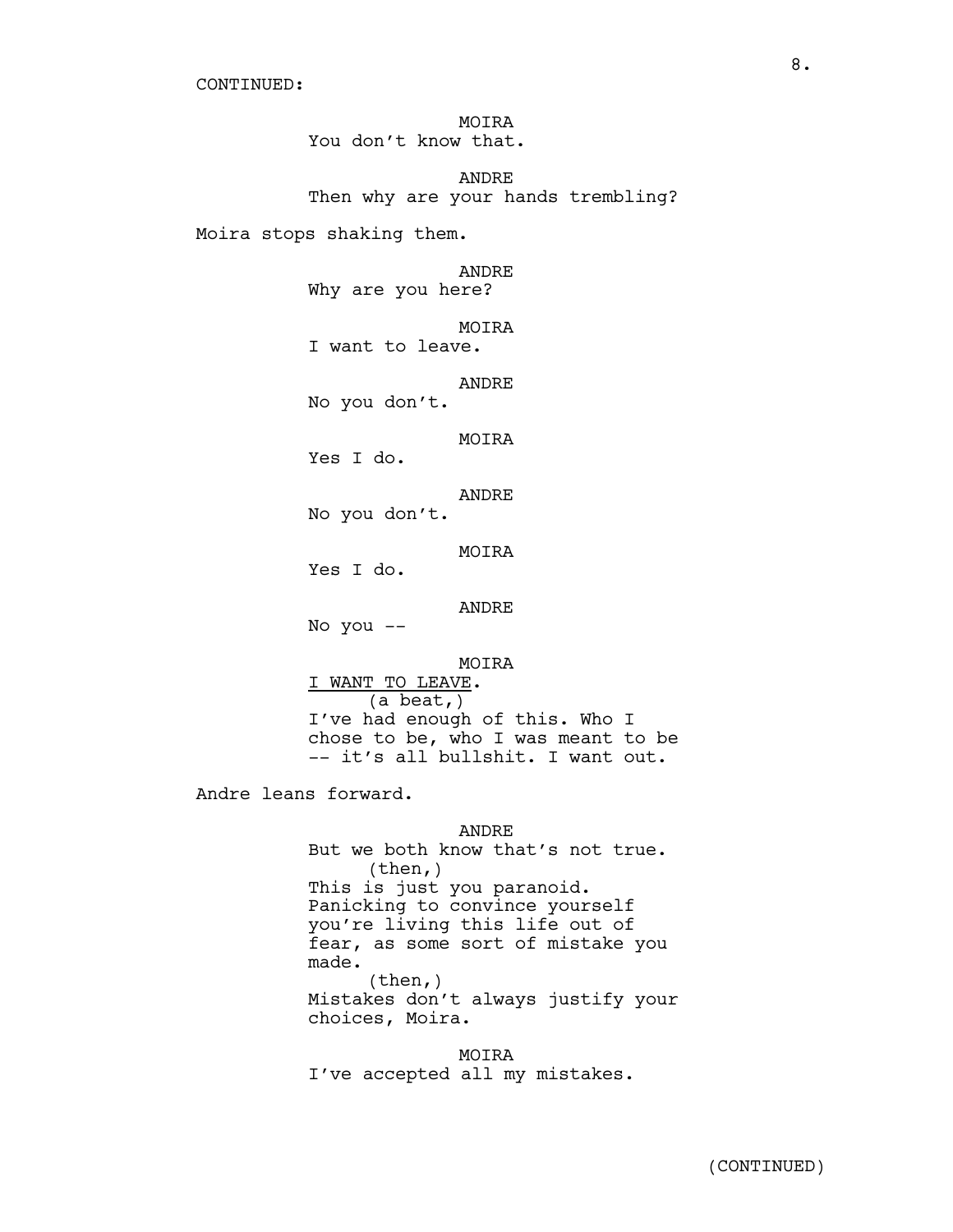CONTINUED:

MOIRA
You don't know that.

ANDRE
Then why are your hands trembling?

Moira stops shaking them.

ANDRE
Why are you here?

MOIRA
I want to leave.

ANDRE
No you don't.

MOIRA
Yes I do.

ANDRE
No you don't.

MOIRA
Yes I do.

ANDRE
No you --

MOIRA
<u>I WANT TO LEAVE</u>.
(a beat,)
I've had enough of this. Who I chose to be, who I was meant to be -- it's all bullshit. I want out.

Andre leans forward.

ANDRE
But we both know that's not true.
(then,)
This is just you paranoid. Panicking to convince yourself you're living this life out of fear, as some sort of mistake you made.
(then,)
Mistakes don't always justify your choices, Moira.

MOIRA
I've accepted all my mistakes.

(CONTINUED)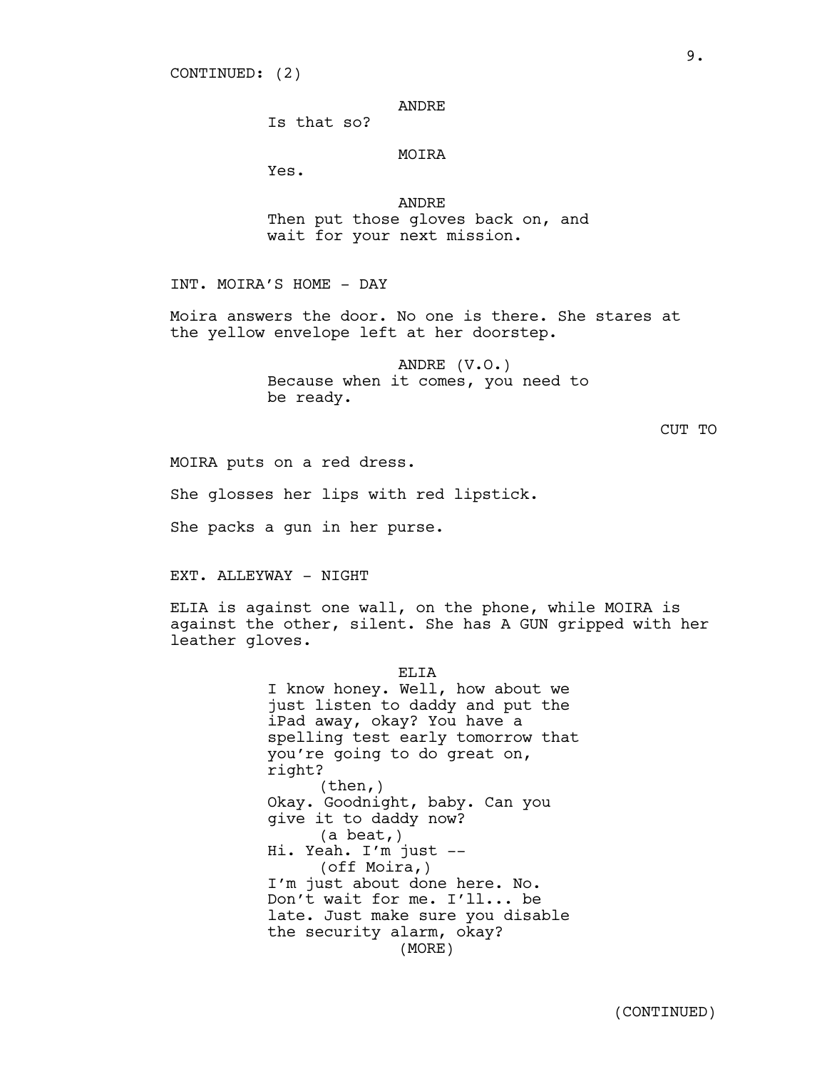CONTINUED: (2)

ANDRE
Is that so?

MOIRA
Yes.

ANDRE
Then put those gloves back on, and wait for your next mission.

INT. MOIRA'S HOME - DAY

Moira answers the door. No one is there. She stares at the yellow envelope left at her doorstep.

ANDRE (V.O.)
Because when it comes, you need to be ready.

CUT TO

MOIRA puts on a red dress.

She glosses her lips with red lipstick.

She packs a gun in her purse.

EXT. ALLEYWAY - NIGHT

ELIA is against one wall, on the phone, while MOIRA is against the other, silent. She has A GUN gripped with her leather gloves.

ELIA
I know honey. Well, how about we just listen to daddy and put the iPad away, okay? You have a spelling test early tomorrow that you're going to do great on, right?
(then,)
Okay. Goodnight, baby. Can you give it to daddy now?
(a beat,)
Hi. Yeah. I'm just --
(off Moira,)
I'm just about done here. No. Don't wait for me. I'll... be late. Just make sure you disable the security alarm, okay?
(MORE)

(CONTINUED)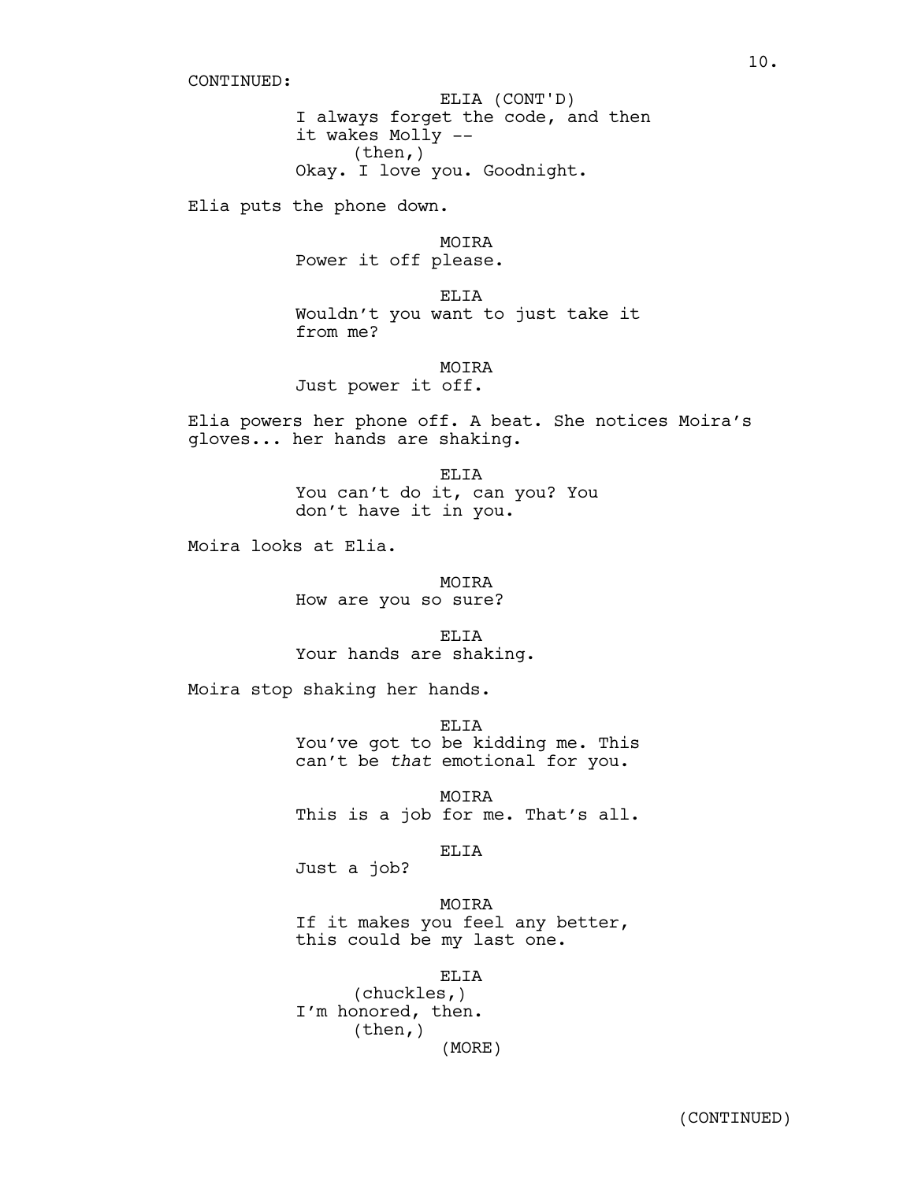CONTINUED:

ELIA (CONT'D)
I always forget the code, and then it wakes Molly --
(then,)
Okay. I love you. Goodnight.

Elia puts the phone down.

MOIRA
Power it off please.

ELIA
Wouldn't you want to just take it from me?

MOIRA
Just power it off.

Elia powers her phone off. A beat. She notices Moira's gloves... her hands are shaking.

ELIA
You can't do it, can you? You don't have it in you.

Moira looks at Elia.

MOIRA
How are you so sure?

ELIA
Your hands are shaking.

Moira stop shaking her hands.

ELIA
You've got to be kidding me. This can't be *that* emotional for you.

MOIRA
This is a job for me. That's all.

ELIA
Just a job?

MOIRA
If it makes you feel any better, this could be my last one.

ELIA
(chuckles,)
I'm honored, then.
(then,)
(MORE)

(CONTINUED)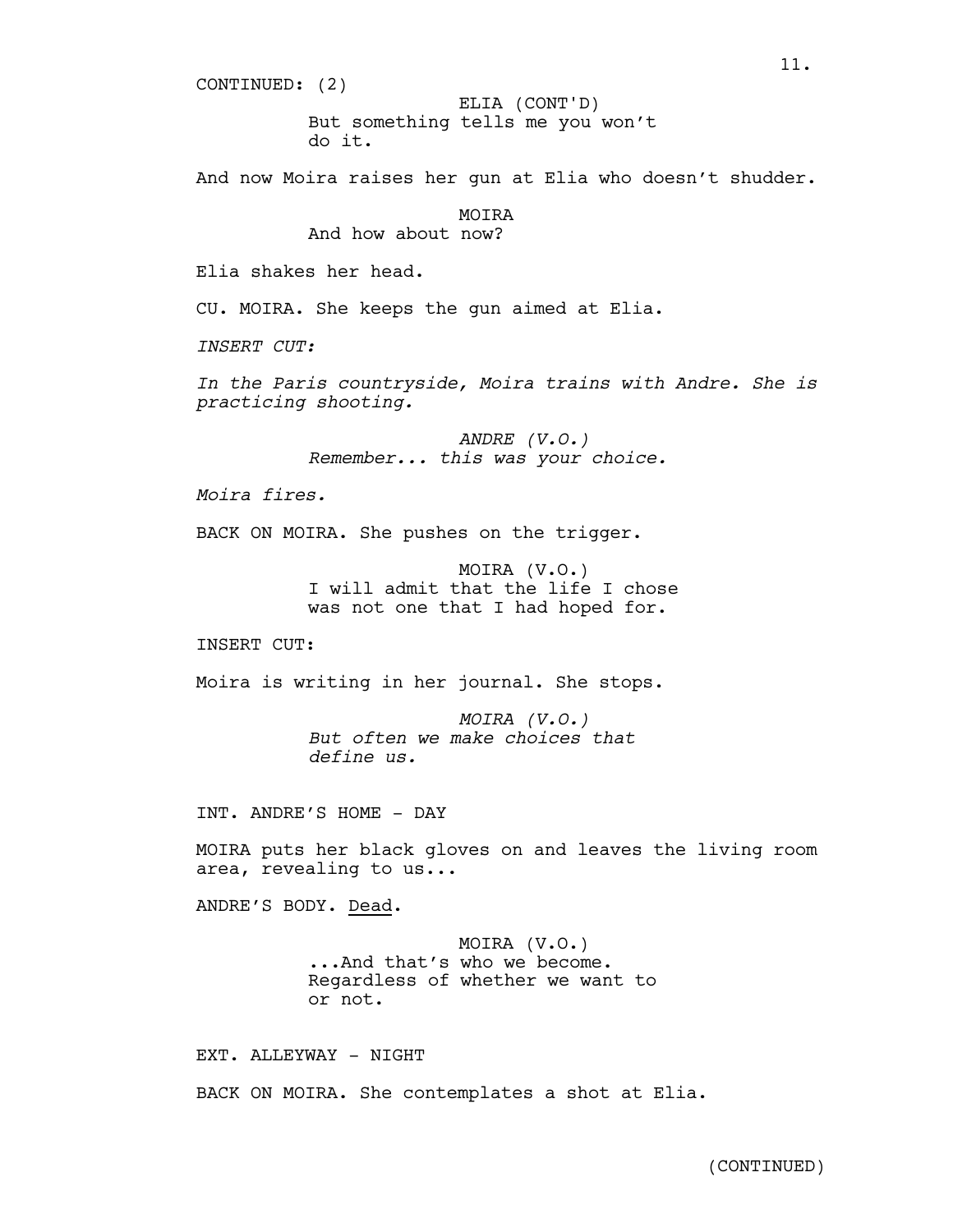CONTINUED: (2)

ELIA (CONT'D)
But something tells me you won't do it.

And now Moira raises her gun at Elia who doesn't shudder.

MOIRA
And how about now?

Elia shakes her head.

CU. MOIRA. She keeps the gun aimed at Elia.

*INSERT CUT:*

*In the Paris countryside, Moira trains with Andre. She is practicing shooting.*

*ANDRE (V.O.)*
*Remember... this was your choice.*

*Moira fires.*

BACK ON MOIRA. She pushes on the trigger.

MOIRA (V.O.)
I will admit that the life I chose was not one that I had hoped for.

INSERT CUT:

Moira is writing in her journal. She stops.

*MOIRA (V.O.)*
*But often we make choices that define us.*

INT. ANDRE'S HOME - DAY

MOIRA puts her black gloves on and leaves the living room area, revealing to us...

ANDRE'S BODY. <u>Dead</u>.

MOIRA (V.O.)
...And that's who we become. Regardless of whether we want to or not.

EXT. ALLEYWAY - NIGHT

BACK ON MOIRA. She contemplates a shot at Elia.

(CONTINUED)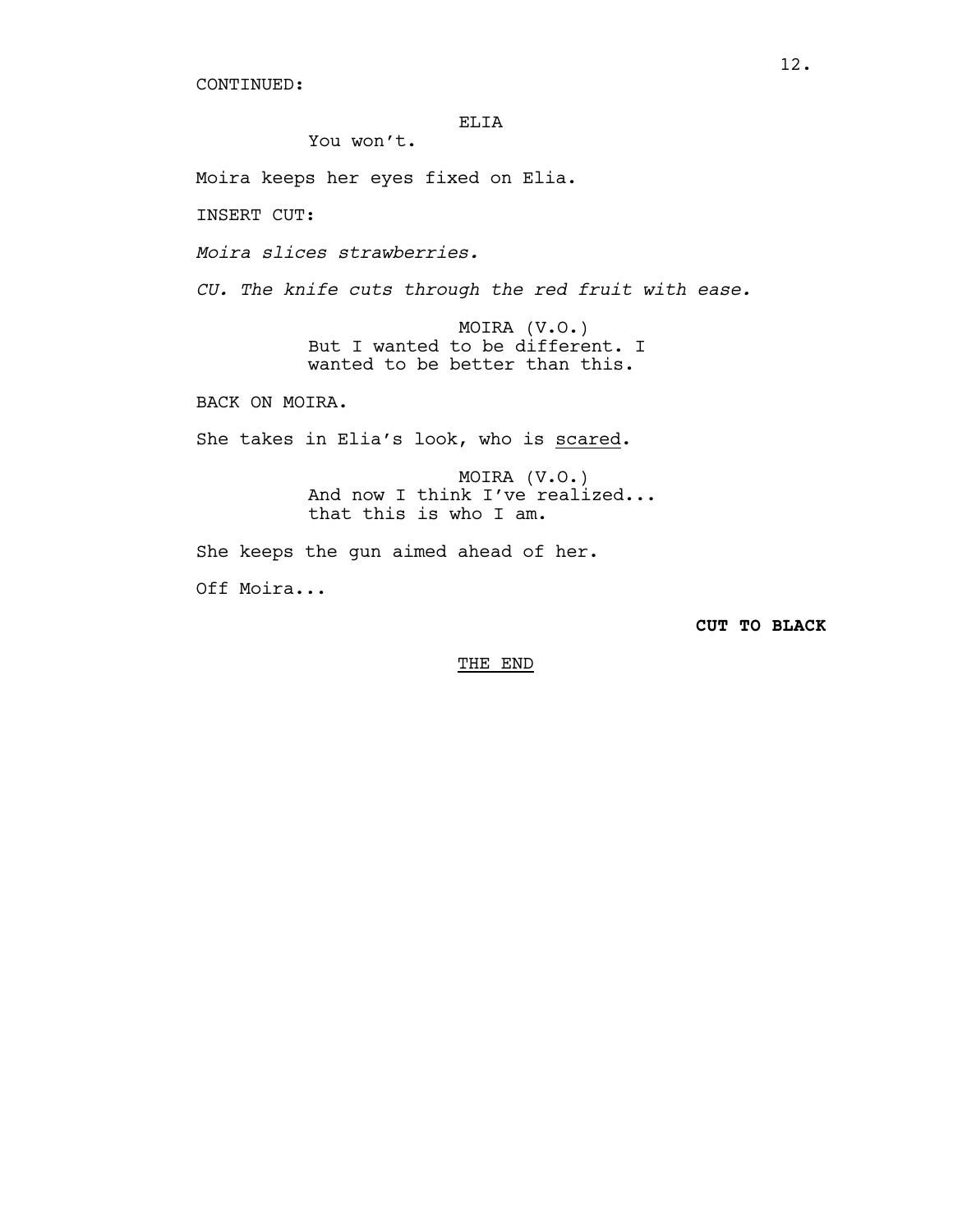CONTINUED:

ELIA

You won't.

Moira keeps her eyes fixed on Elia.

INSERT CUT:

*Moira slices strawberries.*

*CU. The knife cuts through the red fruit with ease.*

MOIRA (V.O.)

But I wanted to be different. I wanted to be better than this.

BACK ON MOIRA.

She takes in Elia's look, who is <u>scared</u>.

MOIRA (V.O.)

And now I think I've realized... that this is who I am.

She keeps the gun aimed ahead of her.

Off Moira...

**CUT TO BLACK**

<u>THE END</u>